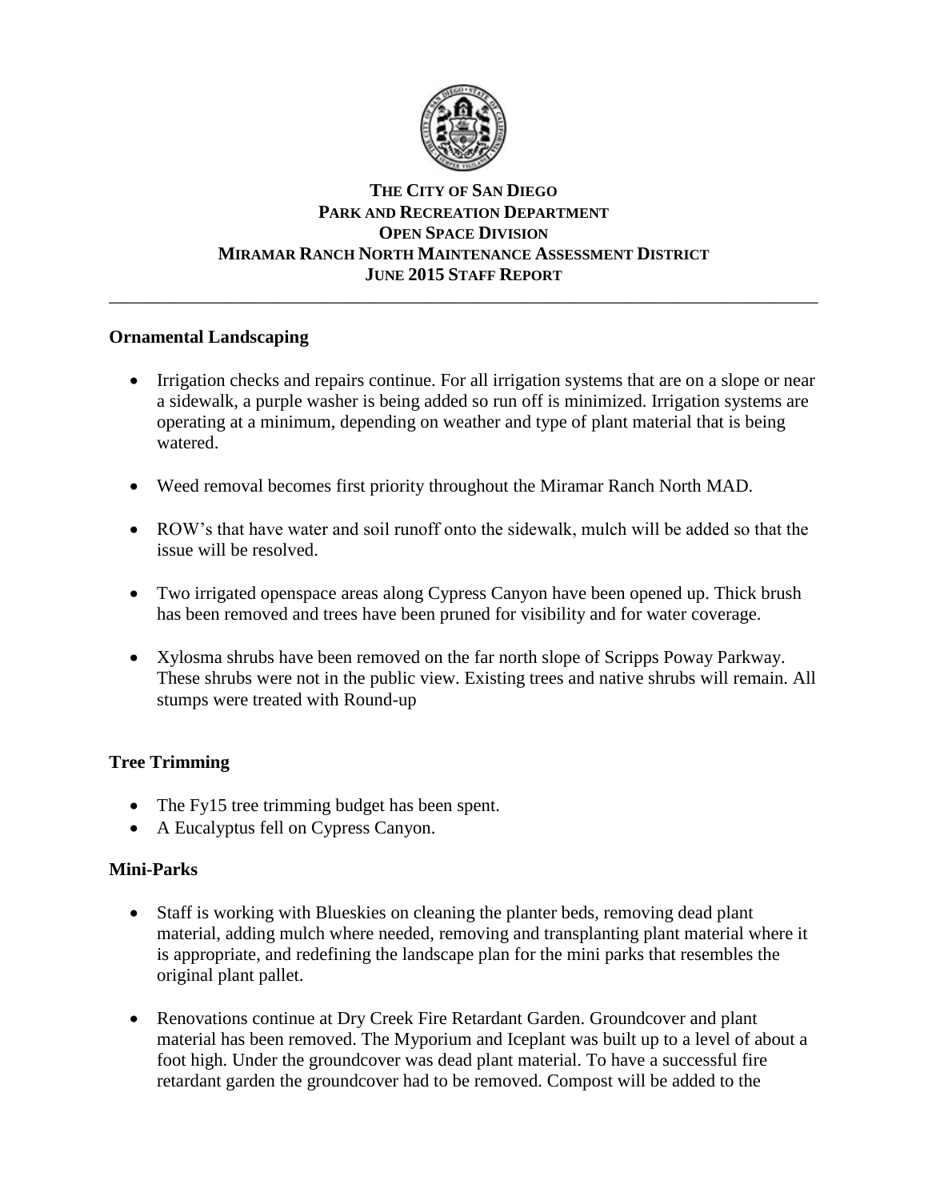**THE CITY OF SAN DIEGO**
**PARK AND RECREATION DEPARTMENT**
**OPEN SPACE DIVISION**
**MIRAMAR RANCH NORTH MAINTENANCE ASSESSMENT DISTRICT**
**JUNE 2015 STAFF REPORT**

---

## Ornamental Landscaping

- Irrigation checks and repairs continue. For all irrigation systems that are on a slope or near a sidewalk, a purple washer is being added so run off is minimized. Irrigation systems are operating at a minimum, depending on weather and type of plant material that is being watered.

- Weed removal becomes first priority throughout the Miramar Ranch North MAD.

- ROW's that have water and soil runoff onto the sidewalk, mulch will be added so that the issue will be resolved.

- Two irrigated openspace areas along Cypress Canyon have been opened up. Thick brush has been removed and trees have been pruned for visibility and for water coverage.

- Xylosma shrubs have been removed on the far north slope of Scripps Poway Parkway. These shrubs were not in the public view. Existing trees and native shrubs will remain. All stumps were treated with Round-up

## Tree Trimming

- The Fy15 tree trimming budget has been spent.
- A Eucalyptus fell on Cypress Canyon.

## Mini-Parks

- Staff is working with Blueskies on cleaning the planter beds, removing dead plant material, adding mulch where needed, removing and transplanting plant material where it is appropriate, and redefining the landscape plan for the mini parks that resembles the original plant pallet.

- Renovations continue at Dry Creek Fire Retardant Garden. Groundcover and plant material has been removed. The Myporium and Iceplant was built up to a level of about a foot high. Under the groundcover was dead plant material. To have a successful fire retardant garden the groundcover had to be removed. Compost will be added to the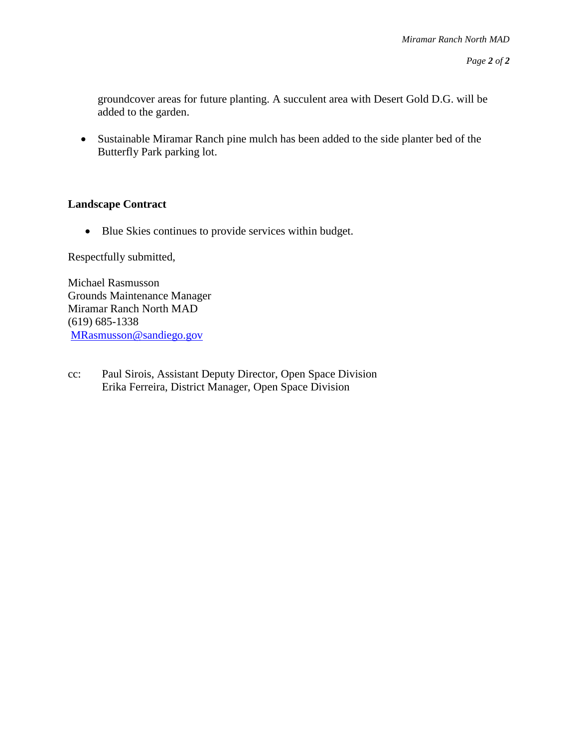groundcover areas for future planting. A succulent area with Desert Gold D.G. will be added to the garden.

- Sustainable Miramar Ranch pine mulch has been added to the side planter bed of the Butterfly Park parking lot.

**Landscape Contract**

- Blue Skies continues to provide services within budget.

Respectfully submitted,

Michael Rasmusson
Grounds Maintenance Manager
Miramar Ranch North MAD
(619) 685-1338
MRasmusson@sandiego.gov

cc: Paul Sirois, Assistant Deputy Director, Open Space Division
Erika Ferreira, District Manager, Open Space Division